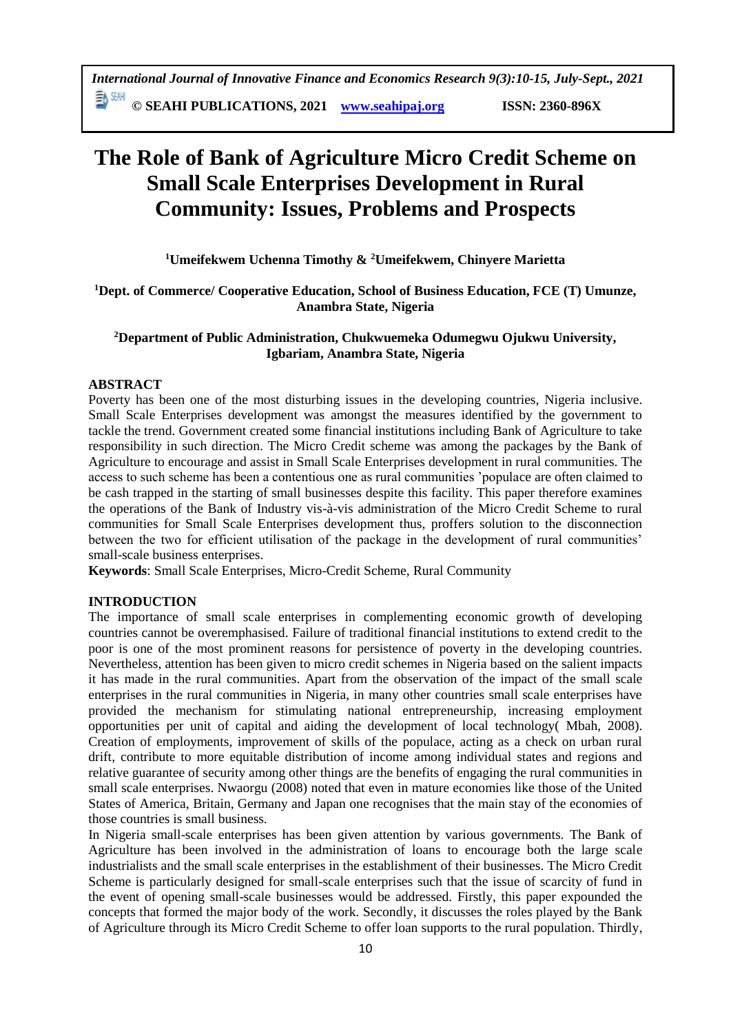# The Role of Bank of Agriculture Micro Credit Scheme on Small Scale Enterprises Development in Rural Community: Issues, Problems and Prospects

**[1]Umeifekwem Uchenna Timothy & [2]Umeifekwem, Chinyere Marietta**

**[1]Dept. of Commerce/ Cooperative Education, School of Business Education, FCE (T) Umunze, Anambra State, Nigeria**

**[2]Department of Public Administration, Chukwuemeka Odumegwu Ojukwu University, Igbariam, Anambra State, Nigeria**

## ABSTRACT

Poverty has been one of the most disturbing issues in the developing countries, Nigeria inclusive. Small Scale Enterprises development was amongst the measures identified by the government to tackle the trend. Government created some financial institutions including Bank of Agriculture to take responsibility in such direction. The Micro Credit scheme was among the packages by the Bank of Agriculture to encourage and assist in Small Scale Enterprises development in rural communities. The access to such scheme has been a contentious one as rural communities 'populace are often claimed to be cash trapped in the starting of small businesses despite this facility. This paper therefore examines the operations of the Bank of Industry vis-à-vis administration of the Micro Credit Scheme to rural communities for Small Scale Enterprises development thus, proffers solution to the disconnection between the two for efficient utilisation of the package in the development of rural communities' small-scale business enterprises.

**Keywords**: Small Scale Enterprises, Micro-Credit Scheme, Rural Community

## INTRODUCTION

The importance of small scale enterprises in complementing economic growth of developing countries cannot be overemphasised. Failure of traditional financial institutions to extend credit to the poor is one of the most prominent reasons for persistence of poverty in the developing countries. Nevertheless, attention has been given to micro credit schemes in Nigeria based on the salient impacts it has made in the rural communities. Apart from the observation of the impact of the small scale enterprises in the rural communities in Nigeria, in many other countries small scale enterprises have provided the mechanism for stimulating national entrepreneurship, increasing employment opportunities per unit of capital and aiding the development of local technology( Mbah, 2008). Creation of employments, improvement of skills of the populace, acting as a check on urban rural drift, contribute to more equitable distribution of income among individual states and regions and relative guarantee of security among other things are the benefits of engaging the rural communities in small scale enterprises. Nwaorgu (2008) noted that even in mature economies like those of the United States of America, Britain, Germany and Japan one recognises that the main stay of the economies of those countries is small business.

In Nigeria small-scale enterprises has been given attention by various governments. The Bank of Agriculture has been involved in the administration of loans to encourage both the large scale industrialists and the small scale enterprises in the establishment of their businesses. The Micro Credit Scheme is particularly designed for small-scale enterprises such that the issue of scarcity of fund in the event of opening small-scale businesses would be addressed. Firstly, this paper expounded the concepts that formed the major body of the work. Secondly, it discusses the roles played by the Bank of Agriculture through its Micro Credit Scheme to offer loan supports to the rural population. Thirdly,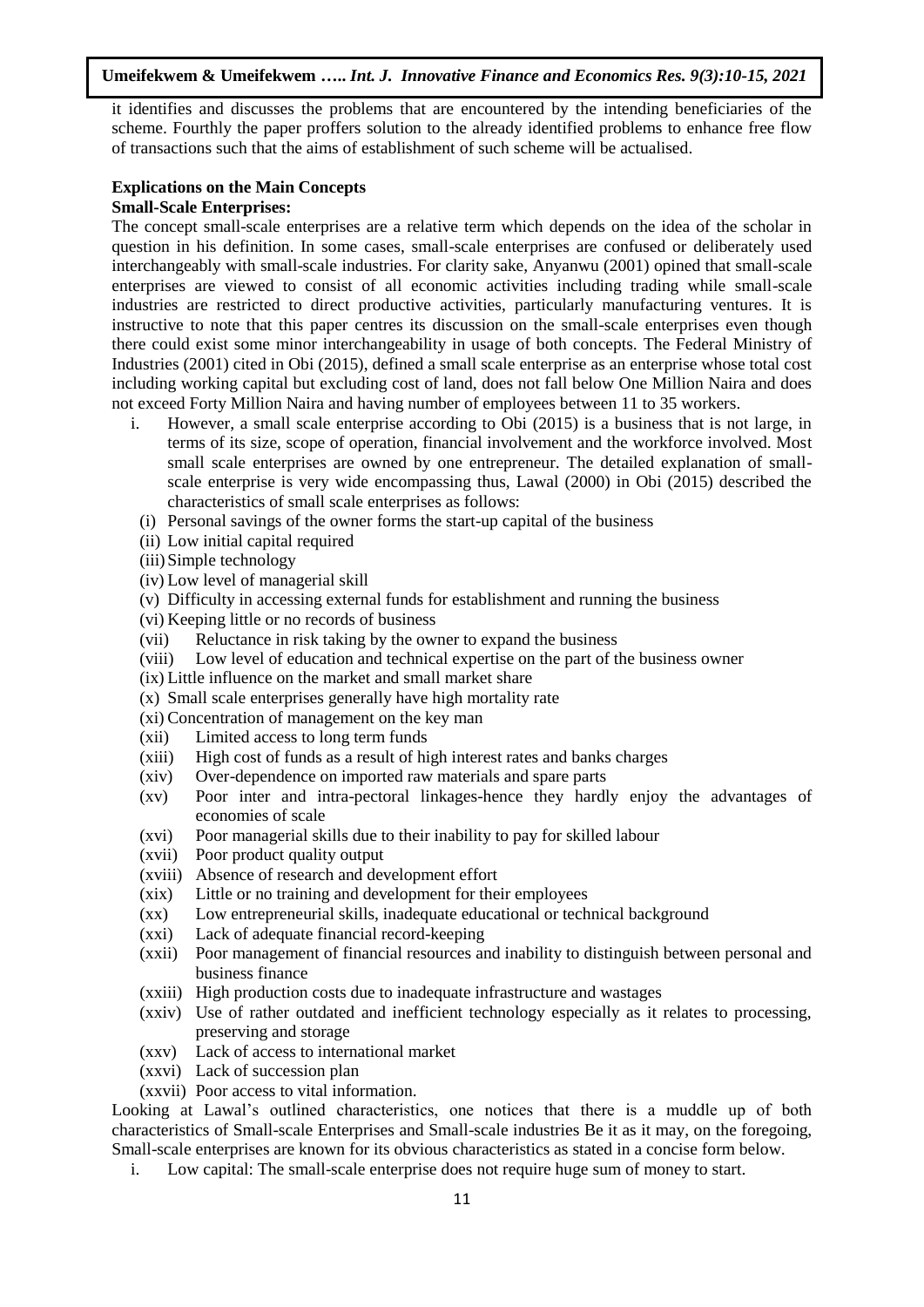it identifies and discusses the problems that are encountered by the intending beneficiaries of the scheme. Fourthly the paper proffers solution to the already identified problems to enhance free flow of transactions such that the aims of establishment of such scheme will be actualised.

**Explications on the Main Concepts**

**Small-Scale Enterprises:**

The concept small-scale enterprises are a relative term which depends on the idea of the scholar in question in his definition. In some cases, small-scale enterprises are confused or deliberately used interchangeably with small-scale industries. For clarity sake, Anyanwu (2001) opined that small-scale enterprises are viewed to consist of all economic activities including trading while small-scale industries are restricted to direct productive activities, particularly manufacturing ventures. It is instructive to note that this paper centres its discussion on the small-scale enterprises even though there could exist some minor interchangeability in usage of both concepts. The Federal Ministry of Industries (2001) cited in Obi (2015), defined a small scale enterprise as an enterprise whose total cost including working capital but excluding cost of land, does not fall below One Million Naira and does not exceed Forty Million Naira and having number of employees between 11 to 35 workers.

i. However, a small scale enterprise according to Obi (2015) is a business that is not large, in terms of its size, scope of operation, financial involvement and the workforce involved. Most small scale enterprises are owned by one entrepreneur. The detailed explanation of small-scale enterprise is very wide encompassing thus, Lawal (2000) in Obi (2015) described the characteristics of small scale enterprises as follows:

(i) Personal savings of the owner forms the start-up capital of the business
(ii) Low initial capital required
(iii) Simple technology
(iv) Low level of managerial skill
(v) Difficulty in accessing external funds for establishment and running the business
(vi) Keeping little or no records of business
(vii) Reluctance in risk taking by the owner to expand the business
(viii) Low level of education and technical expertise on the part of the business owner
(ix) Little influence on the market and small market share
(x) Small scale enterprises generally have high mortality rate
(xi) Concentration of management on the key man
(xii) Limited access to long term funds
(xiii) High cost of funds as a result of high interest rates and banks charges
(xiv) Over-dependence on imported raw materials and spare parts
(xv) Poor inter and intra-pectoral linkages-hence they hardly enjoy the advantages of economies of scale
(xvi) Poor managerial skills due to their inability to pay for skilled labour
(xvii) Poor product quality output
(xviii) Absence of research and development effort
(xix) Little or no training and development for their employees
(xx) Low entrepreneurial skills, inadequate educational or technical background
(xxi) Lack of adequate financial record-keeping
(xxii) Poor management of financial resources and inability to distinguish between personal and business finance
(xxiii) High production costs due to inadequate infrastructure and wastages
(xxiv) Use of rather outdated and inefficient technology especially as it relates to processing, preserving and storage
(xxv) Lack of access to international market
(xxvi) Lack of succession plan
(xxvii) Poor access to vital information.

Looking at Lawal's outlined characteristics, one notices that there is a muddle up of both characteristics of Small-scale Enterprises and Small-scale industries Be it as it may, on the foregoing, Small-scale enterprises are known for its obvious characteristics as stated in a concise form below.

i. Low capital: The small-scale enterprise does not require huge sum of money to start.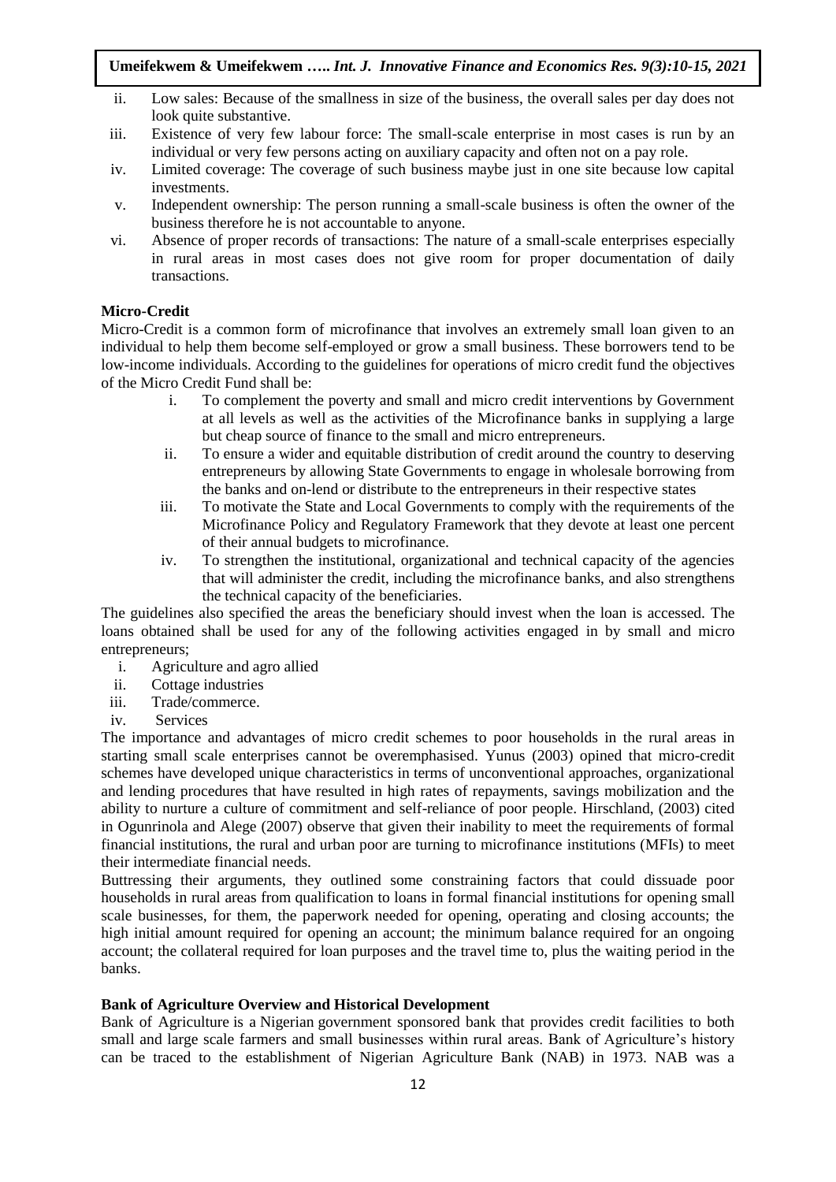ii. Low sales: Because of the smallness in size of the business, the overall sales per day does not look quite substantive.
iii. Existence of very few labour force: The small-scale enterprise in most cases is run by an individual or very few persons acting on auxiliary capacity and often not on a pay role.
iv. Limited coverage: The coverage of such business maybe just in one site because low capital investments.
v. Independent ownership: The person running a small-scale business is often the owner of the business therefore he is not accountable to anyone.
vi. Absence of proper records of transactions: The nature of a small-scale enterprises especially in rural areas in most cases does not give room for proper documentation of daily transactions.

**Micro-Credit**

Micro-Credit is a common form of microfinance that involves an extremely small loan given to an individual to help them become self-employed or grow a small business. These borrowers tend to be low-income individuals. According to the guidelines for operations of micro credit fund the objectives of the Micro Credit Fund shall be:

i. To complement the poverty and small and micro credit interventions by Government at all levels as well as the activities of the Microfinance banks in supplying a large but cheap source of finance to the small and micro entrepreneurs.
ii. To ensure a wider and equitable distribution of credit around the country to deserving entrepreneurs by allowing State Governments to engage in wholesale borrowing from the banks and on-lend or distribute to the entrepreneurs in their respective states
iii. To motivate the State and Local Governments to comply with the requirements of the Microfinance Policy and Regulatory Framework that they devote at least one percent of their annual budgets to microfinance.
iv. To strengthen the institutional, organizational and technical capacity of the agencies that will administer the credit, including the microfinance banks, and also strengthens the technical capacity of the beneficiaries.

The guidelines also specified the areas the beneficiary should invest when the loan is accessed. The loans obtained shall be used for any of the following activities engaged in by small and micro entrepreneurs;

i. Agriculture and agro allied
ii. Cottage industries
iii. Trade/commerce.
iv. Services

The importance and advantages of micro credit schemes to poor households in the rural areas in starting small scale enterprises cannot be overemphasised. Yunus (2003) opined that micro-credit schemes have developed unique characteristics in terms of unconventional approaches, organizational and lending procedures that have resulted in high rates of repayments, savings mobilization and the ability to nurture a culture of commitment and self-reliance of poor people. Hirschland, (2003) cited in Ogunrinola and Alege (2007) observe that given their inability to meet the requirements of formal financial institutions, the rural and urban poor are turning to microfinance institutions (MFIs) to meet their intermediate financial needs.

Buttressing their arguments, they outlined some constraining factors that could dissuade poor households in rural areas from qualification to loans in formal financial institutions for opening small scale businesses, for them, the paperwork needed for opening, operating and closing accounts; the high initial amount required for opening an account; the minimum balance required for an ongoing account; the collateral required for loan purposes and the travel time to, plus the waiting period in the banks.

**Bank of Agriculture Overview and Historical Development**

Bank of Agriculture is a Nigerian government sponsored bank that provides credit facilities to both small and large scale farmers and small businesses within rural areas. Bank of Agriculture's history can be traced to the establishment of Nigerian Agriculture Bank (NAB) in 1973. NAB was a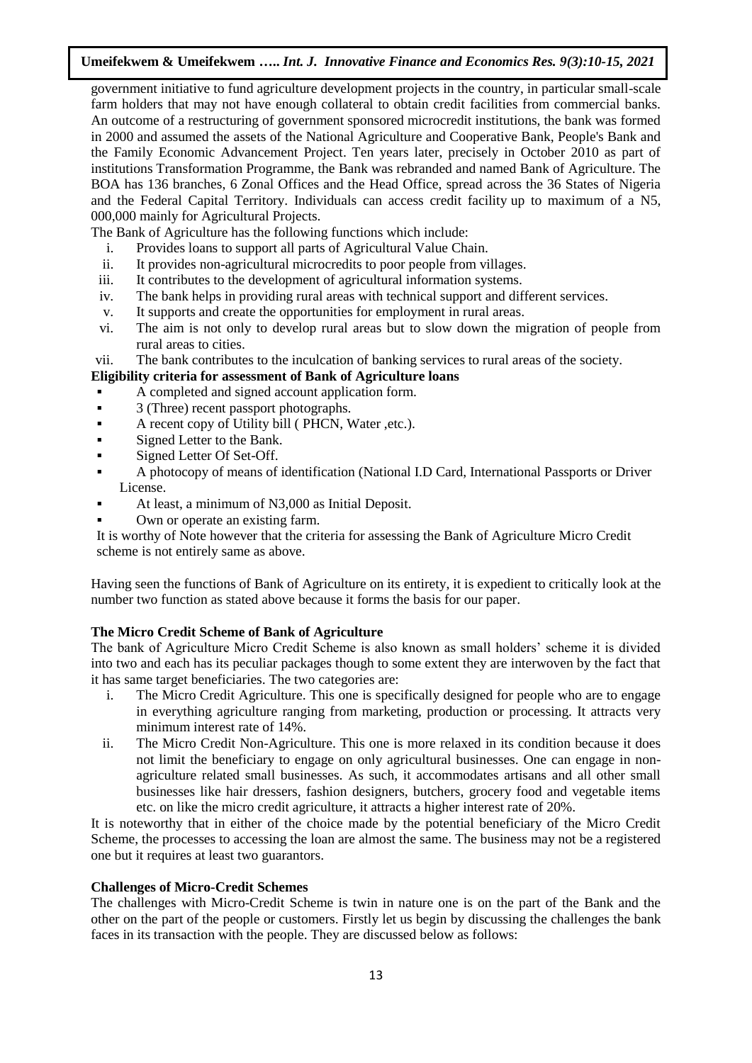government initiative to fund agriculture development projects in the country, in particular small-scale farm holders that may not have enough collateral to obtain credit facilities from commercial banks. An outcome of a restructuring of government sponsored microcredit institutions, the bank was formed in 2000 and assumed the assets of the National Agriculture and Cooperative Bank, People's Bank and the Family Economic Advancement Project. Ten years later, precisely in October 2010 as part of institutions Transformation Programme, the Bank was rebranded and named Bank of Agriculture. The BOA has 136 branches, 6 Zonal Offices and the Head Office, spread across the 36 States of Nigeria and the Federal Capital Territory. Individuals can access credit facility up to maximum of a N5, 000,000 mainly for Agricultural Projects.

The Bank of Agriculture has the following functions which include:

i. Provides loans to support all parts of Agricultural Value Chain.
ii. It provides non-agricultural microcredits to poor people from villages.
iii. It contributes to the development of agricultural information systems.
iv. The bank helps in providing rural areas with technical support and different services.
v. It supports and create the opportunities for employment in rural areas.
vi. The aim is not only to develop rural areas but to slow down the migration of people from rural areas to cities.
vii. The bank contributes to the inculcation of banking services to rural areas of the society.

**Eligibility criteria for assessment of Bank of Agriculture loans**

- A completed and signed account application form.
- 3 (Three) recent passport photographs.
- A recent copy of Utility bill ( PHCN, Water ,etc.).
- Signed Letter to the Bank.
- Signed Letter Of Set-Off.
- A photocopy of means of identification (National I.D Card, International Passports or Driver License.
- At least, a minimum of N3,000 as Initial Deposit.
- Own or operate an existing farm.

It is worthy of Note however that the criteria for assessing the Bank of Agriculture Micro Credit scheme is not entirely same as above.

Having seen the functions of Bank of Agriculture on its entirety, it is expedient to critically look at the number two function as stated above because it forms the basis for our paper.

**The Micro Credit Scheme of Bank of Agriculture**

The bank of Agriculture Micro Credit Scheme is also known as small holders' scheme it is divided into two and each has its peculiar packages though to some extent they are interwoven by the fact that it has same target beneficiaries. The two categories are:

i. The Micro Credit Agriculture. This one is specifically designed for people who are to engage in everything agriculture ranging from marketing, production or processing. It attracts very minimum interest rate of 14%.
ii. The Micro Credit Non-Agriculture. This one is more relaxed in its condition because it does not limit the beneficiary to engage on only agricultural businesses. One can engage in non-agriculture related small businesses. As such, it accommodates artisans and all other small businesses like hair dressers, fashion designers, butchers, grocery food and vegetable items etc. on like the micro credit agriculture, it attracts a higher interest rate of 20%.

It is noteworthy that in either of the choice made by the potential beneficiary of the Micro Credit Scheme, the processes to accessing the loan are almost the same. The business may not be a registered one but it requires at least two guarantors.

**Challenges of Micro-Credit Schemes**

The challenges with Micro-Credit Scheme is twin in nature one is on the part of the Bank and the other on the part of the people or customers. Firstly let us begin by discussing the challenges the bank faces in its transaction with the people. They are discussed below as follows: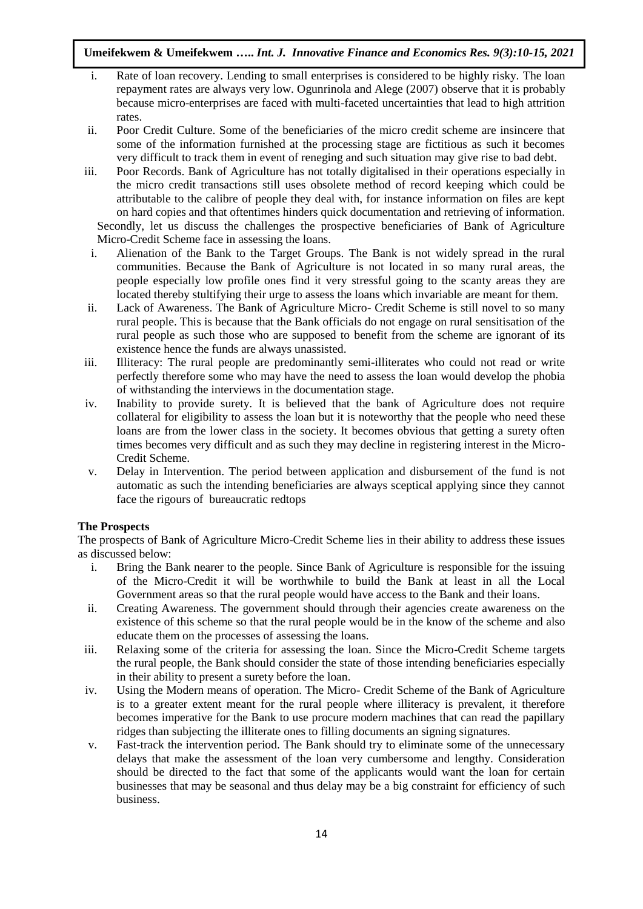i. Rate of loan recovery. Lending to small enterprises is considered to be highly risky. The loan repayment rates are always very low. Ogunrinola and Alege (2007) observe that it is probably because micro-enterprises are faced with multi-faceted uncertainties that lead to high attrition rates.
ii. Poor Credit Culture. Some of the beneficiaries of the micro credit scheme are insincere that some of the information furnished at the processing stage are fictitious as such it becomes very difficult to track them in event of reneging and such situation may give rise to bad debt.
iii. Poor Records. Bank of Agriculture has not totally digitalised in their operations especially in the micro credit transactions still uses obsolete method of record keeping which could be attributable to the calibre of people they deal with, for instance information on files are kept on hard copies and that oftentimes hinders quick documentation and retrieving of information.

Secondly, let us discuss the challenges the prospective beneficiaries of Bank of Agriculture Micro-Credit Scheme face in assessing the loans.

i. Alienation of the Bank to the Target Groups. The Bank is not widely spread in the rural communities. Because the Bank of Agriculture is not located in so many rural areas, the people especially low profile ones find it very stressful going to the scanty areas they are located thereby stultifying their urge to assess the loans which invariable are meant for them.
ii. Lack of Awareness. The Bank of Agriculture Micro- Credit Scheme is still novel to so many rural people. This is because that the Bank officials do not engage on rural sensitisation of the rural people as such those who are supposed to benefit from the scheme are ignorant of its existence hence the funds are always unassisted.
iii. Illiteracy: The rural people are predominantly semi-illiterates who could not read or write perfectly therefore some who may have the need to assess the loan would develop the phobia of withstanding the interviews in the documentation stage.
iv. Inability to provide surety. It is believed that the bank of Agriculture does not require collateral for eligibility to assess the loan but it is noteworthy that the people who need these loans are from the lower class in the society. It becomes obvious that getting a surety often times becomes very difficult and as such they may decline in registering interest in the Micro-Credit Scheme.
v. Delay in Intervention. The period between application and disbursement of the fund is not automatic as such the intending beneficiaries are always sceptical applying since they cannot face the rigours of bureaucratic redtops

**The Prospects**

The prospects of Bank of Agriculture Micro-Credit Scheme lies in their ability to address these issues as discussed below:

i. Bring the Bank nearer to the people. Since Bank of Agriculture is responsible for the issuing of the Micro-Credit it will be worthwhile to build the Bank at least in all the Local Government areas so that the rural people would have access to the Bank and their loans.
ii. Creating Awareness. The government should through their agencies create awareness on the existence of this scheme so that the rural people would be in the know of the scheme and also educate them on the processes of assessing the loans.
iii. Relaxing some of the criteria for assessing the loan. Since the Micro-Credit Scheme targets the rural people, the Bank should consider the state of those intending beneficiaries especially in their ability to present a surety before the loan.
iv. Using the Modern means of operation. The Micro- Credit Scheme of the Bank of Agriculture is to a greater extent meant for the rural people where illiteracy is prevalent, it therefore becomes imperative for the Bank to use procure modern machines that can read the papillary ridges than subjecting the illiterate ones to filling documents an signing signatures.
v. Fast-track the intervention period. The Bank should try to eliminate some of the unnecessary delays that make the assessment of the loan very cumbersome and lengthy. Consideration should be directed to the fact that some of the applicants would want the loan for certain businesses that may be seasonal and thus delay may be a big constraint for efficiency of such business.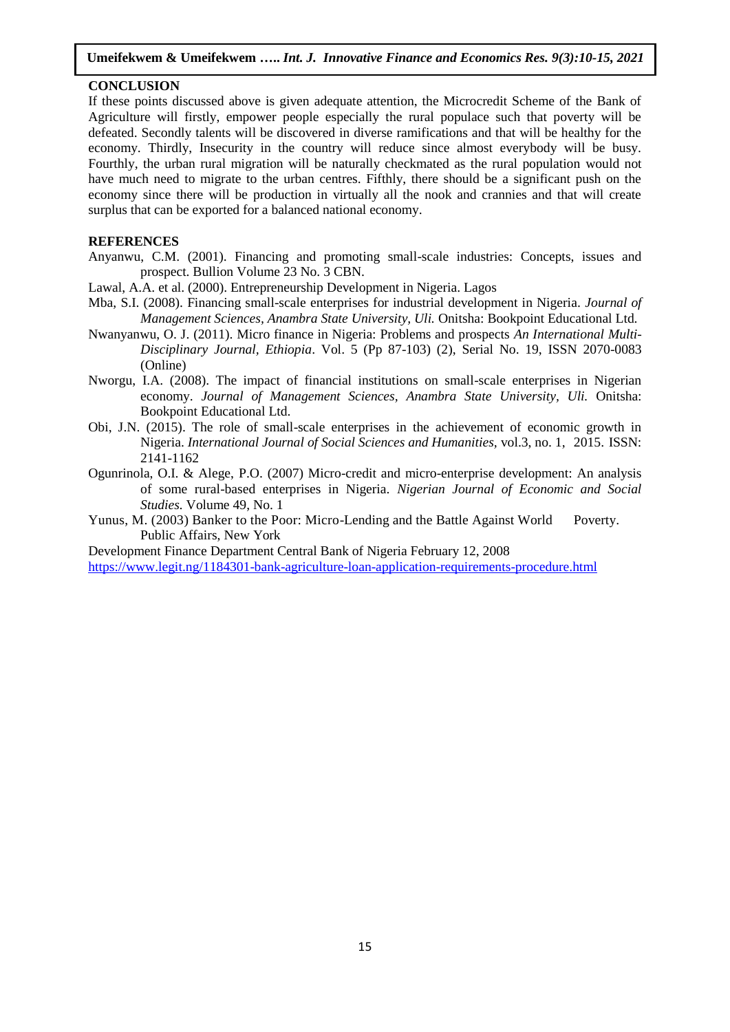## CONCLUSION

If these points discussed above is given adequate attention, the Microcredit Scheme of the Bank of Agriculture will firstly, empower people especially the rural populace such that poverty will be defeated. Secondly talents will be discovered in diverse ramifications and that will be healthy for the economy. Thirdly, Insecurity in the country will reduce since almost everybody will be busy. Fourthly, the urban rural migration will be naturally checkmated as the rural population would not have much need to migrate to the urban centres. Fifthly, there should be a significant push on the economy since there will be production in virtually all the nook and crannies and that will create surplus that can be exported for a balanced national economy.

## REFERENCES

Anyanwu, C.M. (2001). Financing and promoting small-scale industries: Concepts, issues and prospect. Bullion Volume 23 No. 3 CBN.

Lawal, A.A. et al. (2000). Entrepreneurship Development in Nigeria. Lagos

Mba, S.I. (2008). Financing small-scale enterprises for industrial development in Nigeria. *Journal of Management Sciences, Anambra State University, Uli.* Onitsha: Bookpoint Educational Ltd.

Nwanyanwu, O. J. (2011). Micro finance in Nigeria: Problems and prospects *An International Multi-Disciplinary Journal, Ethiopia*. Vol. 5 (Pp 87-103) (2), Serial No. 19, ISSN 2070-0083 (Online)

Nworgu, I.A. (2008). The impact of financial institutions on small-scale enterprises in Nigerian economy. *Journal of Management Sciences, Anambra State University, Uli.* Onitsha: Bookpoint Educational Ltd.

Obi, J.N. (2015). The role of small-scale enterprises in the achievement of economic growth in Nigeria. *International Journal of Social Sciences and Humanities,* vol.3, no. 1, 2015. ISSN: 2141-1162

Ogunrinola, O.I. & Alege, P.O. (2007) Micro-credit and micro-enterprise development: An analysis of some rural-based enterprises in Nigeria. *Nigerian Journal of Economic and Social Studies.* Volume 49, No. 1

Yunus, M. (2003) Banker to the Poor: Micro-Lending and the Battle Against World Poverty. Public Affairs, New York

Development Finance Department Central Bank of Nigeria February 12, 2008

https://www.legit.ng/1184301-bank-agriculture-loan-application-requirements-procedure.html